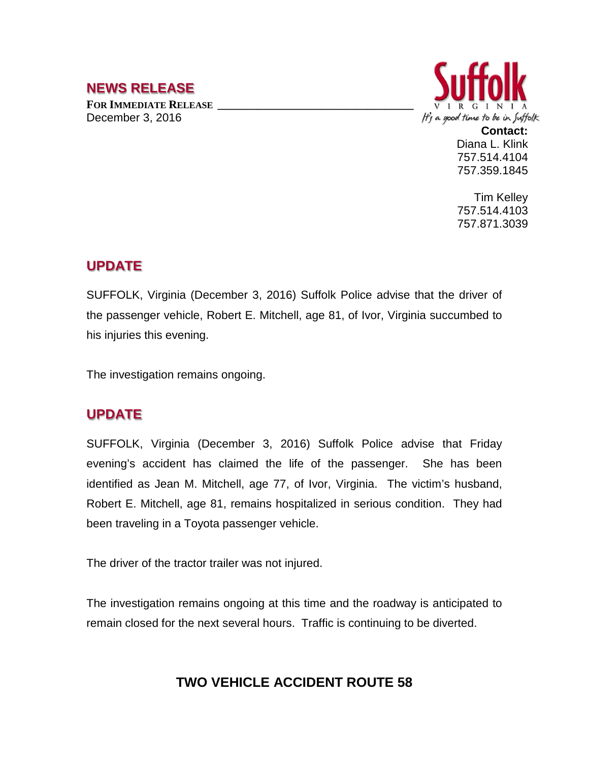## NEWS RELEASE

**FOR IMMEDIATE RELEASE**
December 3, 2016

Suffolk
VIRGINIA
It's a good time to be in Suffolk

**Contact:**
Diana L. Klink
757.514.4104
757.359.1845

Tim Kelley
757.514.4103
757.871.3039

## UPDATE

SUFFOLK, Virginia (December 3, 2016) Suffolk Police advise that the driver of the passenger vehicle, Robert E. Mitchell, age 81, of Ivor, Virginia succumbed to his injuries this evening.

The investigation remains ongoing.

## UPDATE

SUFFOLK, Virginia (December 3, 2016) Suffolk Police advise that Friday evening's accident has claimed the life of the passenger. She has been identified as Jean M. Mitchell, age 77, of Ivor, Virginia. The victim's husband, Robert E. Mitchell, age 81, remains hospitalized in serious condition. They had been traveling in a Toyota passenger vehicle.

The driver of the tractor trailer was not injured.

The investigation remains ongoing at this time and the roadway is anticipated to remain closed for the next several hours. Traffic is continuing to be diverted.

## TWO VEHICLE ACCIDENT ROUTE 58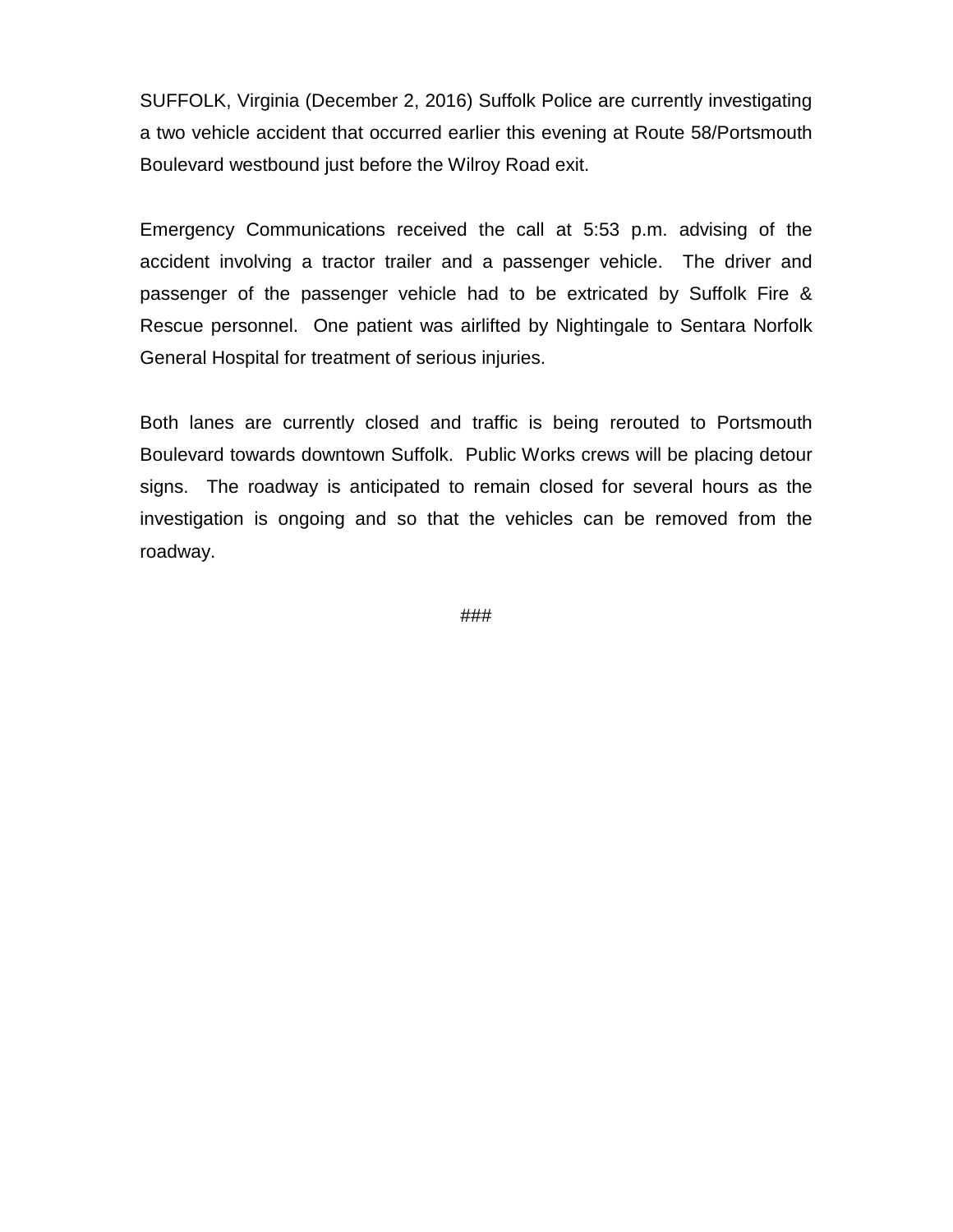SUFFOLK, Virginia (December 2, 2016) Suffolk Police are currently investigating a two vehicle accident that occurred earlier this evening at Route 58/Portsmouth Boulevard westbound just before the Wilroy Road exit.

Emergency Communications received the call at 5:53 p.m. advising of the accident involving a tractor trailer and a passenger vehicle. The driver and passenger of the passenger vehicle had to be extricated by Suffolk Fire & Rescue personnel. One patient was airlifted by Nightingale to Sentara Norfolk General Hospital for treatment of serious injuries.

Both lanes are currently closed and traffic is being rerouted to Portsmouth Boulevard towards downtown Suffolk. Public Works crews will be placing detour signs. The roadway is anticipated to remain closed for several hours as the investigation is ongoing and so that the vehicles can be removed from the roadway.

###